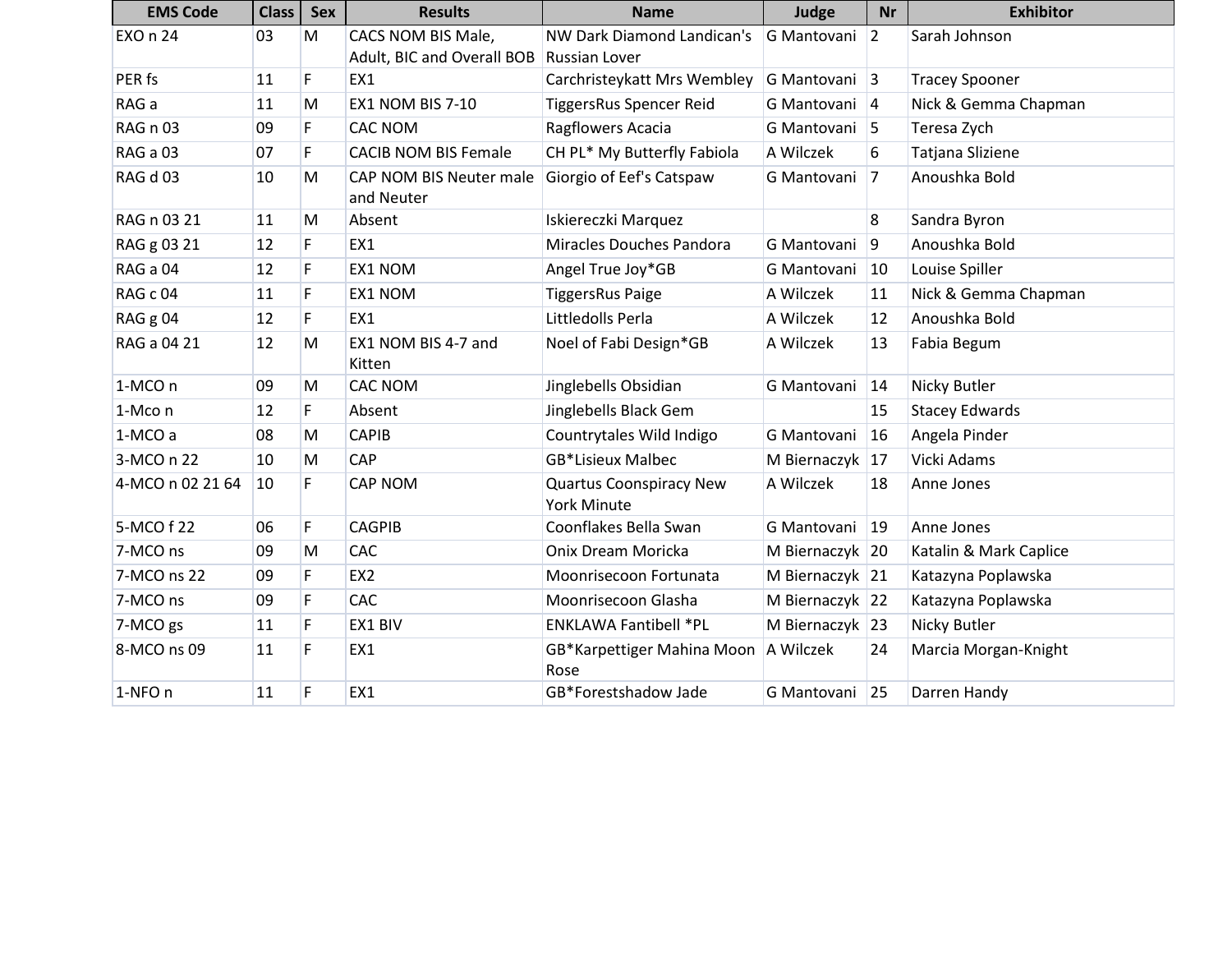| EMS Code | Class | Sex | Results | Name | Judge | Nr | Exhibitor |
|---|---|---|---|---|---|---|---|
| EXO n 24 | 03 | M | CACS NOM BIS Male, Adult, BIC and Overall BOB | NW Dark Diamond Landican's Russian Lover | G Mantovani | 2 | Sarah Johnson |
| PER fs | 11 | F | EX1 | Carchristeykatt Mrs Wembley | G Mantovani | 3 | Tracey Spooner |
| RAG a | 11 | M | EX1 NOM BIS 7-10 | TiggersRus Spencer Reid | G Mantovani | 4 | Nick & Gemma Chapman |
| RAG n 03 | 09 | F | CAC NOM | Ragflowers Acacia | G Mantovani | 5 | Teresa Zych |
| RAG a 03 | 07 | F | CACIB NOM BIS Female | CH PL* My Butterfly Fabiola | A Wilczek | 6 | Tatjana Sliziene |
| RAG d 03 | 10 | M | CAP NOM BIS Neuter male and Neuter | Giorgio of Eef's Catspaw | G Mantovani | 7 | Anoushka Bold |
| RAG n 03 21 | 11 | M | Absent | Iskiereczki Marquez | | 8 | Sandra Byron |
| RAG g 03 21 | 12 | F | EX1 | Miracles Douches Pandora | G Mantovani | 9 | Anoushka Bold |
| RAG a 04 | 12 | F | EX1 NOM | Angel True Joy*GB | G Mantovani | 10 | Louise Spiller |
| RAG c 04 | 11 | F | EX1 NOM | TiggersRus Paige | A Wilczek | 11 | Nick & Gemma Chapman |
| RAG g 04 | 12 | F | EX1 | Littledolls Perla | A Wilczek | 12 | Anoushka Bold |
| RAG a 04 21 | 12 | M | EX1 NOM BIS 4-7 and Kitten | Noel of Fabi Design*GB | A Wilczek | 13 | Fabia Begum |
| 1-MCO n | 09 | M | CAC NOM | Jinglebells Obsidian | G Mantovani | 14 | Nicky Butler |
| 1-Mco n | 12 | F | Absent | Jinglebells Black Gem | | 15 | Stacey Edwards |
| 1-MCO a | 08 | M | CAPIB | Countrytales Wild Indigo | G Mantovani | 16 | Angela Pinder |
| 3-MCO n 22 | 10 | M | CAP | GB*Lisieux Malbec | M Biernaczyk | 17 | Vicki Adams |
| 4-MCO n 02 21 64 | 10 | F | CAP NOM | Quartus Coonspiracy New York Minute | A Wilczek | 18 | Anne Jones |
| 5-MCO f 22 | 06 | F | CAGPIB | Coonflakes Bella Swan | G Mantovani | 19 | Anne Jones |
| 7-MCO ns | 09 | M | CAC | Onix Dream Moricka | M Biernaczyk | 20 | Katalin & Mark Caplice |
| 7-MCO ns 22 | 09 | F | EX2 | Moonrisecoon Fortunata | M Biernaczyk | 21 | Katazyna Poplawska |
| 7-MCO ns | 09 | F | CAC | Moonrisecoon Glasha | M Biernaczyk | 22 | Katazyna Poplawska |
| 7-MCO gs | 11 | F | EX1 BIV | ENKLAWA Fantibell *PL | M Biernaczyk | 23 | Nicky Butler |
| 8-MCO ns 09 | 11 | F | EX1 | GB*Karpettiger Mahina Moon Rose | A Wilczek | 24 | Marcia Morgan-Knight |
| 1-NFO n | 11 | F | EX1 | GB*Forestshadow Jade | G Mantovani | 25 | Darren Handy |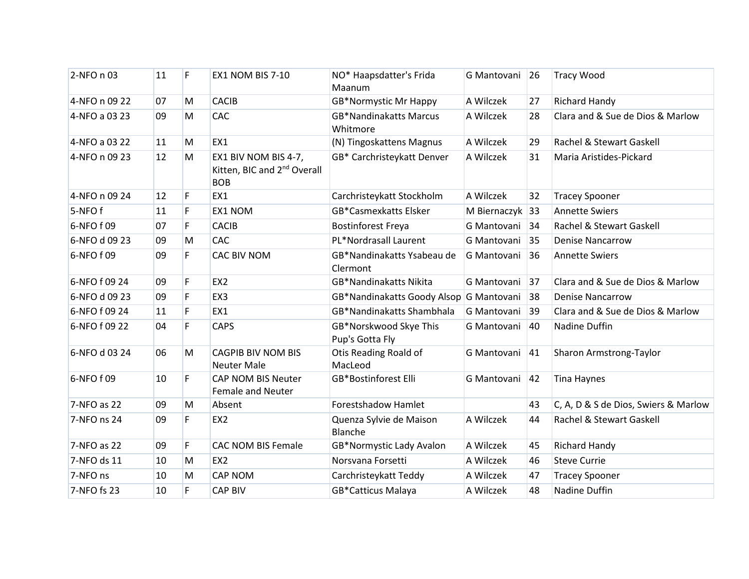| 2-NFO n 03 | 11 | F | EX1 NOM BIS 7-10 | NO* Haapsdatter's Frida Maanum | G Mantovani | 26 | Tracy Wood |
|---|---|---|---|---|---|---|---|
| 4-NFO n 09 22 | 07 | M | CACIB | GB*Normystic Mr Happy | A Wilczek | 27 | Richard Handy |
| 4-NFO a 03 23 | 09 | M | CAC | GB*Nandinakatts Marcus Whitmore | A Wilczek | 28 | Clara and & Sue de Dios & Marlow |
| 4-NFO a 03 22 | 11 | M | EX1 | (N) Tingoskattens Magnus | A Wilczek | 29 | Rachel & Stewart Gaskell |
| 4-NFO n 09 23 | 12 | M | EX1 BIV NOM BIS 4-7, Kitten, BIC and 2nd Overall BOB | GB* Carchristeykatt Denver | A Wilczek | 31 | Maria Aristides-Pickard |
| 4-NFO n 09 24 | 12 | F | EX1 | Carchristeykatt Stockholm | A Wilczek | 32 | Tracey Spooner |
| 5-NFO f | 11 | F | EX1 NOM | GB*Casmexkatts Elsker | M Biernaczyk | 33 | Annette Swiers |
| 6-NFO f 09 | 07 | F | CACIB | Bostinforest Freya | G Mantovani | 34 | Rachel & Stewart Gaskell |
| 6-NFO d 09 23 | 09 | M | CAC | PL*Nordrasall Laurent | G Mantovani | 35 | Denise Nancarrow |
| 6-NFO f 09 | 09 | F | CAC BIV NOM | GB*Nandinakatts Ysabeau de Clermont | G Mantovani | 36 | Annette Swiers |
| 6-NFO f 09 24 | 09 | F | EX2 | GB*Nandinakatts Nikita | G Mantovani | 37 | Clara and & Sue de Dios & Marlow |
| 6-NFO d 09 23 | 09 | F | EX3 | GB*Nandinakatts Goody Alsop | G Mantovani | 38 | Denise Nancarrow |
| 6-NFO f 09 24 | 11 | F | EX1 | GB*Nandinakatts Shambhala | G Mantovani | 39 | Clara and & Sue de Dios & Marlow |
| 6-NFO f 09 22 | 04 | F | CAPS | GB*Norskwood Skye This Pup's Gotta Fly | G Mantovani | 40 | Nadine Duffin |
| 6-NFO d 03 24 | 06 | M | CAGPIB BIV NOM BIS Neuter Male | Otis Reading Roald of MacLeod | G Mantovani | 41 | Sharon Armstrong-Taylor |
| 6-NFO f 09 | 10 | F | CAP NOM BIS Neuter Female and Neuter | GB*Bostinforest Elli | G Mantovani | 42 | Tina Haynes |
| 7-NFO as 22 | 09 | M | Absent | Forestshadow Hamlet | | 43 | C, A, D & S de Dios, Swiers & Marlow |
| 7-NFO ns 24 | 09 | F | EX2 | Quenza Sylvie de Maison Blanche | A Wilczek | 44 | Rachel & Stewart Gaskell |
| 7-NFO as 22 | 09 | F | CAC NOM BIS Female | GB*Normystic Lady Avalon | A Wilczek | 45 | Richard Handy |
| 7-NFO ds 11 | 10 | M | EX2 | Norsvana Forsetti | A Wilczek | 46 | Steve Currie |
| 7-NFO ns | 10 | M | CAP NOM | Carchristeykatt Teddy | A Wilczek | 47 | Tracey Spooner |
| 7-NFO fs 23 | 10 | F | CAP BIV | GB*Catticus Malaya | A Wilczek | 48 | Nadine Duffin |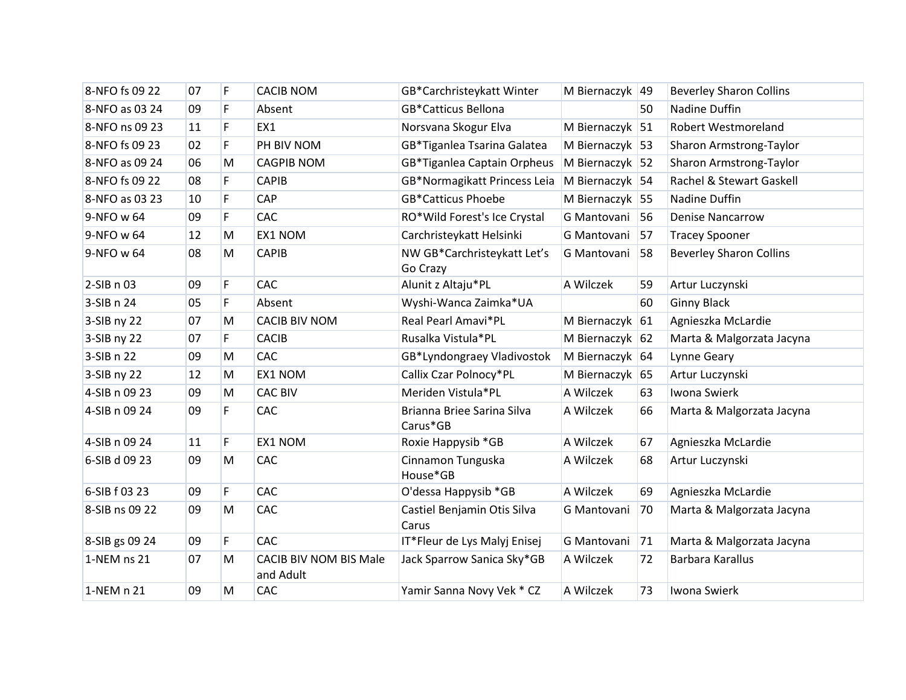| | | | | | | | |
|---|---|---|---|---|---|---|---|
| 8-NFO fs 09 22 | 07 | F | CACIB NOM | GB*Carchristeykatt Winter | M Biernaczyk | 49 | Beverley Sharon Collins |
| 8-NFO as 03 24 | 09 | F | Absent | GB*Catticus Bellona | | 50 | Nadine Duffin |
| 8-NFO ns 09 23 | 11 | F | EX1 | Norsvana Skogur Elva | M Biernaczyk | 51 | Robert Westmoreland |
| 8-NFO fs 09 23 | 02 | F | PH BIV NOM | GB*Tiganlea Tsarina Galatea | M Biernaczyk | 53 | Sharon Armstrong-Taylor |
| 8-NFO as 09 24 | 06 | M | CAGPIB NOM | GB*Tiganlea Captain Orpheus | M Biernaczyk | 52 | Sharon Armstrong-Taylor |
| 8-NFO fs 09 22 | 08 | F | CAPIB | GB*Normagikatt Princess Leia | M Biernaczyk | 54 | Rachel & Stewart Gaskell |
| 8-NFO as 03 23 | 10 | F | CAP | GB*Catticus Phoebe | M Biernaczyk | 55 | Nadine Duffin |
| 9-NFO w 64 | 09 | F | CAC | RO*Wild Forest's Ice Crystal | G Mantovani | 56 | Denise Nancarrow |
| 9-NFO w 64 | 12 | M | EX1 NOM | Carchristeykatt Helsinki | G Mantovani | 57 | Tracey Spooner |
| 9-NFO w 64 | 08 | M | CAPIB | NW GB*Carchristeykatt Let's Go Crazy | G Mantovani | 58 | Beverley Sharon Collins |
| 2-SIB n 03 | 09 | F | CAC | Alunit z Altaju*PL | A Wilczek | 59 | Artur Luczynski |
| 3-SIB n 24 | 05 | F | Absent | Wyshi-Wanca Zaimka*UA | | 60 | Ginny Black |
| 3-SIB ny 22 | 07 | M | CACIB BIV NOM | Real Pearl Amavi*PL | M Biernaczyk | 61 | Agnieszka McLardie |
| 3-SIB ny 22 | 07 | F | CACIB | Rusalka Vistula*PL | M Biernaczyk | 62 | Marta & Malgorzata Jacyna |
| 3-SIB n 22 | 09 | M | CAC | GB*Lyndongraey Vladivostok | M Biernaczyk | 64 | Lynne Geary |
| 3-SIB ny 22 | 12 | M | EX1 NOM | Callix Czar Polnocy*PL | M Biernaczyk | 65 | Artur Luczynski |
| 4-SIB n 09 23 | 09 | M | CAC BIV | Meriden Vistula*PL | A Wilczek | 63 | Iwona Swierk |
| 4-SIB n 09 24 | 09 | F | CAC | Brianna Briee Sarina Silva Carus*GB | A Wilczek | 66 | Marta & Malgorzata Jacyna |
| 4-SIB n 09 24 | 11 | F | EX1 NOM | Roxie Happysib *GB | A Wilczek | 67 | Agnieszka McLardie |
| 6-SIB d 09 23 | 09 | M | CAC | Cinnamon Tunguska House*GB | A Wilczek | 68 | Artur Luczynski |
| 6-SIB f 03 23 | 09 | F | CAC | O'dessa Happysib *GB | A Wilczek | 69 | Agnieszka McLardie |
| 8-SIB ns 09 22 | 09 | M | CAC | Castiel Benjamin Otis Silva Carus | G Mantovani | 70 | Marta & Malgorzata Jacyna |
| 8-SIB gs 09 24 | 09 | F | CAC | IT*Fleur de Lys Malyj Enisej | G Mantovani | 71 | Marta & Malgorzata Jacyna |
| 1-NEM ns 21 | 07 | M | CACIB BIV NOM BIS Male and Adult | Jack Sparrow Sanica Sky*GB | A Wilczek | 72 | Barbara Karallus |
| 1-NEM n 21 | 09 | M | CAC | Yamir Sanna Novy Vek * CZ | A Wilczek | 73 | Iwona Swierk |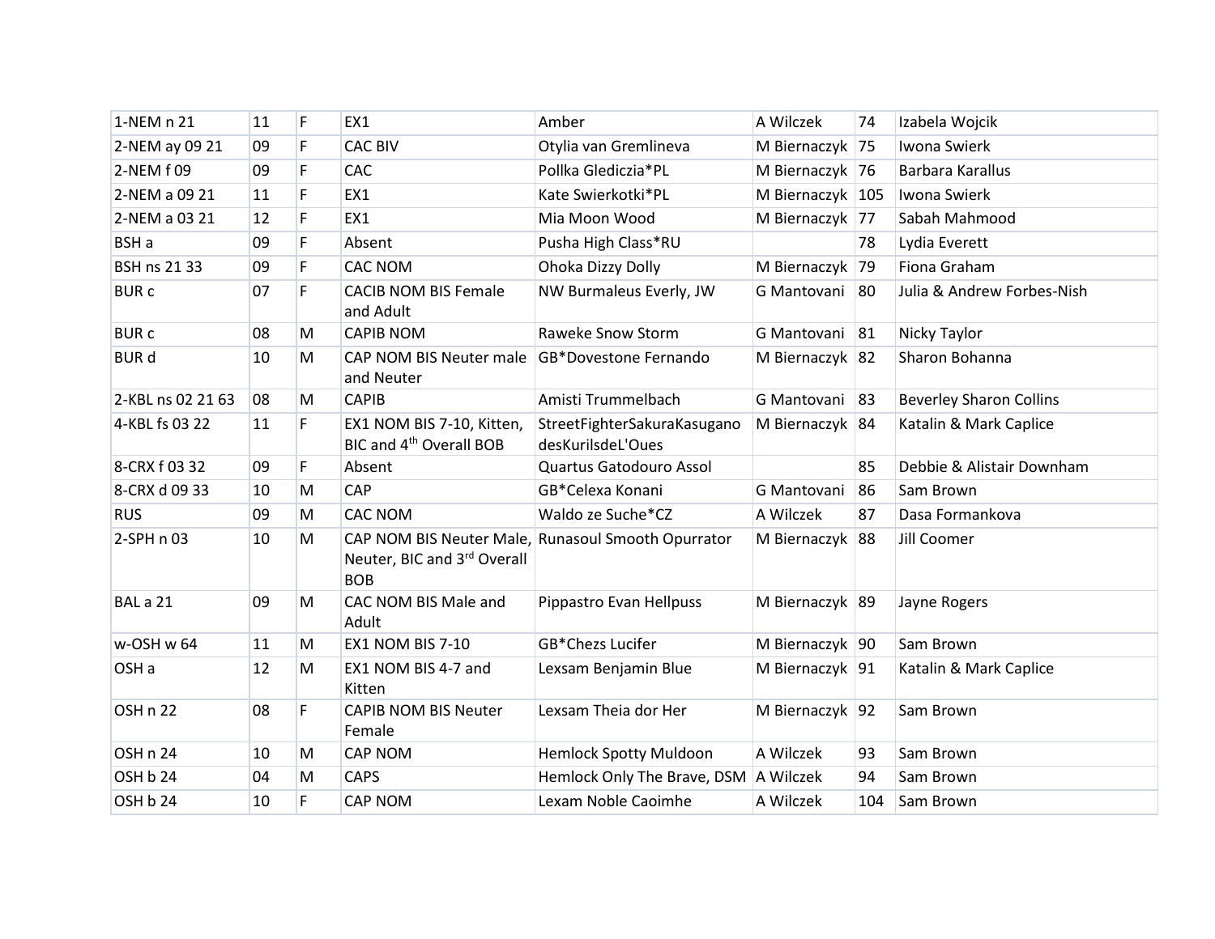| 1-NEM n 21 | 11 | F | EX1 | Amber | A Wilczek | 74 | Izabela Wojcik |
|---|---|---|---|---|---|---|---|
| 2-NEM ay 09 21 | 09 | F | CAC BIV | Otylia van Gremlineva | M Biernaczyk | 75 | Iwona Swierk |
| 2-NEM f 09 | 09 | F | CAC | Pollka Glediczia*PL | M Biernaczyk | 76 | Barbara Karallus |
| 2-NEM a 09 21 | 11 | F | EX1 | Kate Swierkotki*PL | M Biernaczyk | 105 | Iwona Swierk |
| 2-NEM a 03 21 | 12 | F | EX1 | Mia Moon Wood | M Biernaczyk | 77 | Sabah Mahmood |
| BSH a | 09 | F | Absent | Pusha High Class*RU | | 78 | Lydia Everett |
| BSH ns 21 33 | 09 | F | CAC NOM | Ohoka Dizzy Dolly | M Biernaczyk | 79 | Fiona Graham |
| BUR c | 07 | F | CACIB NOM BIS Female and Adult | NW Burmaleus Everly, JW | G Mantovani | 80 | Julia & Andrew Forbes-Nish |
| BUR c | 08 | M | CAPIB NOM | Raweke Snow Storm | G Mantovani | 81 | Nicky Taylor |
| BUR d | 10 | M | CAP NOM BIS Neuter male and Neuter | GB*Dovestone Fernando | M Biernaczyk | 82 | Sharon Bohanna |
| 2-KBL ns 02 21 63 | 08 | M | CAPIB | Amisti Trummelbach | G Mantovani | 83 | Beverley Sharon Collins |
| 4-KBL fs 03 22 | 11 | F | EX1 NOM BIS 7-10, Kitten, BIC and 4th Overall BOB | StreetFighterSakuraKasugano desKurilsdeL'Oues | M Biernaczyk | 84 | Katalin & Mark Caplice |
| 8-CRX f 03 32 | 09 | F | Absent | Quartus Gatodouro Assol | | 85 | Debbie & Alistair Downham |
| 8-CRX d 09 33 | 10 | M | CAP | GB*Celexa Konani | G Mantovani | 86 | Sam Brown |
| RUS | 09 | M | CAC NOM | Waldo ze Suche*CZ | A Wilczek | 87 | Dasa Formankova |
| 2-SPH n 03 | 10 | M | CAP NOM BIS Neuter Male, Neuter, BIC and 3rd Overall BOB | Runasoul Smooth Opurrator | M Biernaczyk | 88 | Jill Coomer |
| BAL a 21 | 09 | M | CAC NOM BIS Male and Adult | Pippastro Evan Hellpuss | M Biernaczyk | 89 | Jayne Rogers |
| w-OSH w 64 | 11 | M | EX1 NOM BIS 7-10 | GB*Chezs Lucifer | M Biernaczyk | 90 | Sam Brown |
| OSH a | 12 | M | EX1 NOM BIS 4-7 and Kitten | Lexsam Benjamin Blue | M Biernaczyk | 91 | Katalin & Mark Caplice |
| OSH n 22 | 08 | F | CAPIB NOM BIS Neuter Female | Lexsam Theia dor Her | M Biernaczyk | 92 | Sam Brown |
| OSH n 24 | 10 | M | CAP NOM | Hemlock Spotty Muldoon | A Wilczek | 93 | Sam Brown |
| OSH b 24 | 04 | M | CAPS | Hemlock Only The Brave, DSM | A Wilczek | 94 | Sam Brown |
| OSH b 24 | 10 | F | CAP NOM | Lexam Noble Caoimhe | A Wilczek | 104 | Sam Brown |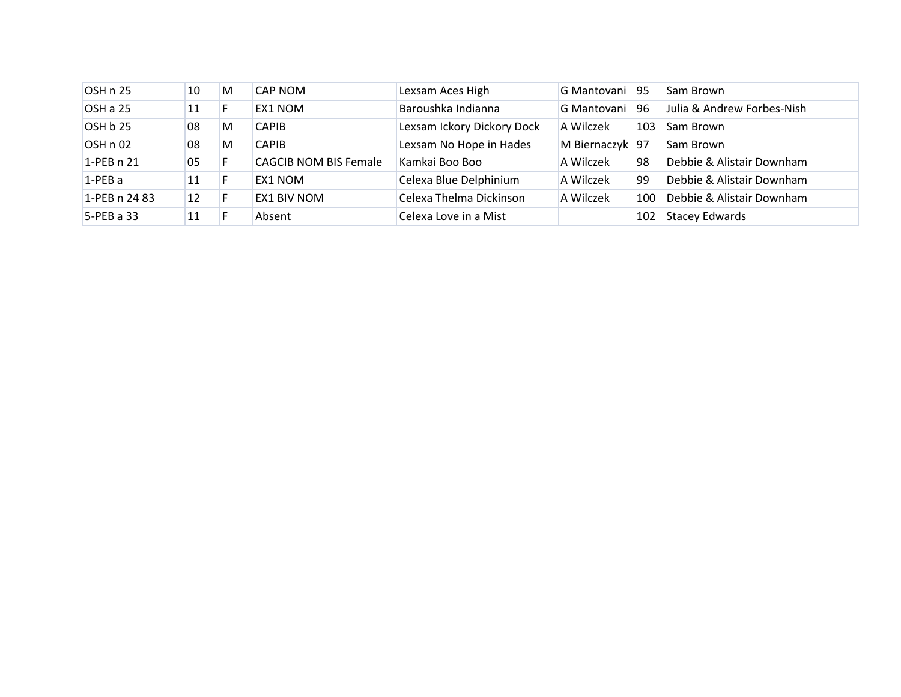| OSH n 25 | 10 | M | CAP NOM | Lexsam Aces High | G Mantovani | 95 | Sam Brown |
|---|---|---|---|---|---|---|---|
| OSH a 25 | 11 | F | EX1 NOM | Baroushka Indianna | G Mantovani | 96 | Julia & Andrew Forbes-Nish |
| OSH b 25 | 08 | M | CAPIB | Lexsam Ickory Dickory Dock | A Wilczek | 103 | Sam Brown |
| OSH n 02 | 08 | M | CAPIB | Lexsam No Hope in Hades | M Biernaczyk | 97 | Sam Brown |
| 1-PEB n 21 | 05 | F | CAGCIB NOM BIS Female | Kamkai Boo Boo | A Wilczek | 98 | Debbie & Alistair Downham |
| 1-PEB a | 11 | F | EX1 NOM | Celexa Blue Delphinium | A Wilczek | 99 | Debbie & Alistair Downham |
| 1-PEB n 24 83 | 12 | F | EX1 BIV NOM | Celexa Thelma Dickinson | A Wilczek | 100 | Debbie & Alistair Downham |
| 5-PEB a 33 | 11 | F | Absent | Celexa Love in a Mist | | 102 | Stacey Edwards |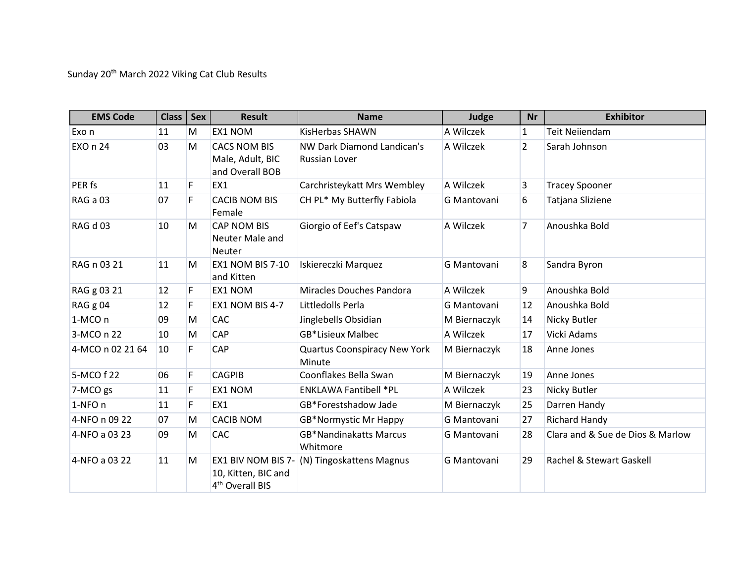Sunday 20th March 2022 Viking Cat Club Results

| EMS Code | Class | Sex | Result | Name | Judge | Nr | Exhibitor |
| --- | --- | --- | --- | --- | --- | --- | --- |
| Exo n | 11 | M | EX1 NOM | KisHerbas SHAWN | A Wilczek | 1 | Teit Neiiendam |
| EXO n 24 | 03 | M | CACS NOM BIS Male, Adult, BIC and Overall BOB | NW Dark Diamond Landican's Russian Lover | A Wilczek | 2 | Sarah Johnson |
| PER fs | 11 | F | EX1 | Carchristeykatt Mrs Wembley | A Wilczek | 3 | Tracey Spooner |
| RAG a 03 | 07 | F | CACIB NOM BIS Female | CH PL* My Butterfly Fabiola | G Mantovani | 6 | Tatjana Sliziene |
| RAG d 03 | 10 | M | CAP NOM BIS Neuter Male and Neuter | Giorgio of Eef's Catspaw | A Wilczek | 7 | Anoushka Bold |
| RAG n 03 21 | 11 | M | EX1 NOM BIS 7-10 and Kitten | Iskiereczki Marquez | G Mantovani | 8 | Sandra Byron |
| RAG g 03 21 | 12 | F | EX1 NOM | Miracles Douches Pandora | A Wilczek | 9 | Anoushka Bold |
| RAG g 04 | 12 | F | EX1 NOM BIS 4-7 | Littledolls Perla | G Mantovani | 12 | Anoushka Bold |
| 1-MCO n | 09 | M | CAC | Jinglebells Obsidian | M Biernaczyk | 14 | Nicky Butler |
| 3-MCO n 22 | 10 | M | CAP | GB*Lisieux Malbec | A Wilczek | 17 | Vicki Adams |
| 4-MCO n 02 21 64 | 10 | F | CAP | Quartus Coonspiracy New York Minute | M Biernaczyk | 18 | Anne Jones |
| 5-MCO f 22 | 06 | F | CAGPIB | Coonflakes Bella Swan | M Biernaczyk | 19 | Anne Jones |
| 7-MCO gs | 11 | F | EX1 NOM | ENKLAWA Fantibell *PL | A Wilczek | 23 | Nicky Butler |
| 1-NFO n | 11 | F | EX1 | GB*Forestshadow Jade | M Biernaczyk | 25 | Darren Handy |
| 4-NFO n 09 22 | 07 | M | CACIB NOM | GB*Normystic Mr Happy | G Mantovani | 27 | Richard Handy |
| 4-NFO a 03 23 | 09 | M | CAC | GB*Nandinakatts Marcus Whitmore | G Mantovani | 28 | Clara and & Sue de Dios & Marlow |
| 4-NFO a 03 22 | 11 | M | EX1 BIV NOM BIS 7-10, Kitten, BIC and 4th Overall BIS | (N) Tingoskattens Magnus | G Mantovani | 29 | Rachel & Stewart Gaskell |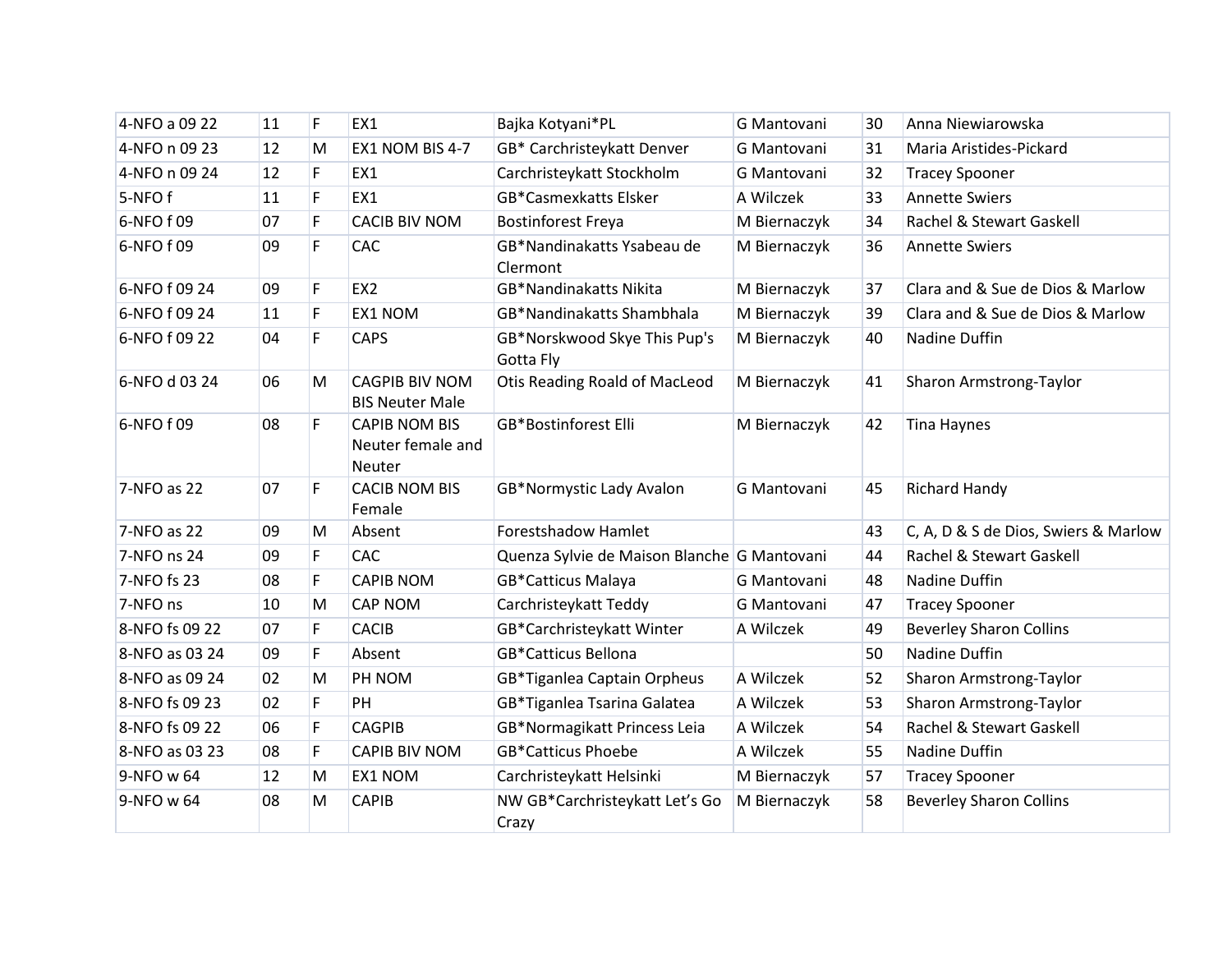| | | | | | | | |
|---|---|---|---|---|---|---|---|
| 4-NFO a 09 22 | 11 | F | EX1 | Bajka Kotyani*PL | G Mantovani | 30 | Anna Niewiarowska |
| 4-NFO n 09 23 | 12 | M | EX1 NOM BIS 4-7 | GB* Carchristeykatt Denver | G Mantovani | 31 | Maria Aristides-Pickard |
| 4-NFO n 09 24 | 12 | F | EX1 | Carchristeykatt Stockholm | G Mantovani | 32 | Tracey Spooner |
| 5-NFO f | 11 | F | EX1 | GB*Casmexkatts Elsker | A Wilczek | 33 | Annette Swiers |
| 6-NFO f 09 | 07 | F | CACIB BIV NOM | Bostinforest Freya | M Biernaczyk | 34 | Rachel & Stewart Gaskell |
| 6-NFO f 09 | 09 | F | CAC | GB*Nandinakatts Ysabeau de Clermont | M Biernaczyk | 36 | Annette Swiers |
| 6-NFO f 09 24 | 09 | F | EX2 | GB*Nandinakatts Nikita | M Biernaczyk | 37 | Clara and & Sue de Dios & Marlow |
| 6-NFO f 09 24 | 11 | F | EX1 NOM | GB*Nandinakatts Shambhala | M Biernaczyk | 39 | Clara and & Sue de Dios & Marlow |
| 6-NFO f 09 22 | 04 | F | CAPS | GB*Norskwood Skye This Pup's Gotta Fly | M Biernaczyk | 40 | Nadine Duffin |
| 6-NFO d 03 24 | 06 | M | CAGPIB BIV NOM BIS Neuter Male | Otis Reading Roald of MacLeod | M Biernaczyk | 41 | Sharon Armstrong-Taylor |
| 6-NFO f 09 | 08 | F | CAPIB NOM BIS Neuter female and Neuter | GB*Bostinforest Elli | M Biernaczyk | 42 | Tina Haynes |
| 7-NFO as 22 | 07 | F | CACIB NOM BIS Female | GB*Normystic Lady Avalon | G Mantovani | 45 | Richard Handy |
| 7-NFO as 22 | 09 | M | Absent | Forestshadow Hamlet | | 43 | C, A, D & S de Dios, Swiers & Marlow |
| 7-NFO ns 24 | 09 | F | CAC | Quenza Sylvie de Maison Blanche | G Mantovani | 44 | Rachel & Stewart Gaskell |
| 7-NFO fs 23 | 08 | F | CAPIB NOM | GB*Catticus Malaya | G Mantovani | 48 | Nadine Duffin |
| 7-NFO ns | 10 | M | CAP NOM | Carchristeykatt Teddy | G Mantovani | 47 | Tracey Spooner |
| 8-NFO fs 09 22 | 07 | F | CACIB | GB*Carchristeykatt Winter | A Wilczek | 49 | Beverley Sharon Collins |
| 8-NFO as 03 24 | 09 | F | Absent | GB*Catticus Bellona | | 50 | Nadine Duffin |
| 8-NFO as 09 24 | 02 | M | PH NOM | GB*Tiganlea Captain Orpheus | A Wilczek | 52 | Sharon Armstrong-Taylor |
| 8-NFO fs 09 23 | 02 | F | PH | GB*Tiganlea Tsarina Galatea | A Wilczek | 53 | Sharon Armstrong-Taylor |
| 8-NFO fs 09 22 | 06 | F | CAGPIB | GB*Normagikatt Princess Leia | A Wilczek | 54 | Rachel & Stewart Gaskell |
| 8-NFO as 03 23 | 08 | F | CAPIB BIV NOM | GB*Catticus Phoebe | A Wilczek | 55 | Nadine Duffin |
| 9-NFO w 64 | 12 | M | EX1 NOM | Carchristeykatt Helsinki | M Biernaczyk | 57 | Tracey Spooner |
| 9-NFO w 64 | 08 | M | CAPIB | NW GB*Carchristeykatt Let's Go Crazy | M Biernaczyk | 58 | Beverley Sharon Collins |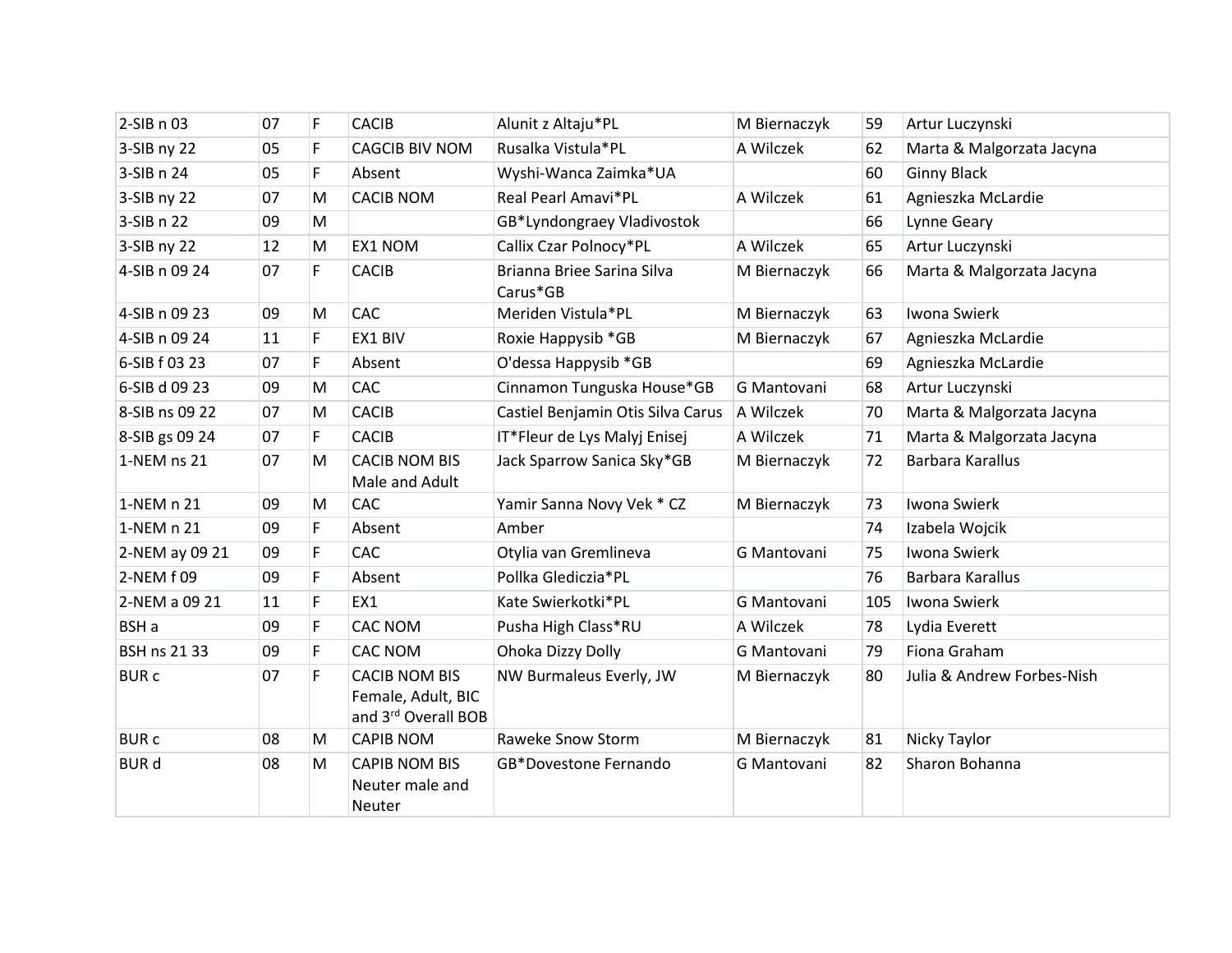| 2-SIB n 03 | 07 | F | CACIB | Alunit z Altaju*PL | M Biernaczyk | 59 | Artur Luczynski |
|---|---|---|---|---|---|---|---|
| 3-SIB ny 22 | 05 | F | CAGCIB BIV NOM | Rusalka Vistula*PL | A Wilczek | 62 | Marta & Malgorzata Jacyna |
| 3-SIB n 24 | 05 | F | Absent | Wyshi-Wanca Zaimka*UA | | 60 | Ginny Black |
| 3-SIB ny 22 | 07 | M | CACIB NOM | Real Pearl Amavi*PL | A Wilczek | 61 | Agnieszka McLardie |
| 3-SIB n 22 | 09 | M | | GB*Lyndongraey Vladivostok | | 66 | Lynne Geary |
| 3-SIB ny 22 | 12 | M | EX1 NOM | Callix Czar Polnocy*PL | A Wilczek | 65 | Artur Luczynski |
| 4-SIB n 09 24 | 07 | F | CACIB | Brianna Briee Sarina Silva Carus*GB | M Biernaczyk | 66 | Marta & Malgorzata Jacyna |
| 4-SIB n 09 23 | 09 | M | CAC | Meriden Vistula*PL | M Biernaczyk | 63 | Iwona Swierk |
| 4-SIB n 09 24 | 11 | F | EX1 BIV | Roxie Happysib *GB | M Biernaczyk | 67 | Agnieszka McLardie |
| 6-SIB f 03 23 | 07 | F | Absent | O'dessa Happysib *GB | | 69 | Agnieszka McLardie |
| 6-SIB d 09 23 | 09 | M | CAC | Cinnamon Tunguska House*GB | G Mantovani | 68 | Artur Luczynski |
| 8-SIB ns 09 22 | 07 | M | CACIB | Castiel Benjamin Otis Silva Carus | A Wilczek | 70 | Marta & Malgorzata Jacyna |
| 8-SIB gs 09 24 | 07 | F | CACIB | IT*Fleur de Lys Malyj Enisej | A Wilczek | 71 | Marta & Malgorzata Jacyna |
| 1-NEM ns 21 | 07 | M | CACIB NOM BIS Male and Adult | Jack Sparrow Sanica Sky*GB | M Biernaczyk | 72 | Barbara Karallus |
| 1-NEM n 21 | 09 | M | CAC | Yamir Sanna Novy Vek * CZ | M Biernaczyk | 73 | Iwona Swierk |
| 1-NEM n 21 | 09 | F | Absent | Amber | | 74 | Izabela Wojcik |
| 2-NEM ay 09 21 | 09 | F | CAC | Otylia van Gremlineva | G Mantovani | 75 | Iwona Swierk |
| 2-NEM f 09 | 09 | F | Absent | Pollka Glediczia*PL | | 76 | Barbara Karallus |
| 2-NEM a 09 21 | 11 | F | EX1 | Kate Swierkotki*PL | G Mantovani | 105 | Iwona Swierk |
| BSH a | 09 | F | CAC NOM | Pusha High Class*RU | A Wilczek | 78 | Lydia Everett |
| BSH ns 21 33 | 09 | F | CAC NOM | Ohoka Dizzy Dolly | G Mantovani | 79 | Fiona Graham |
| BUR c | 07 | F | CACIB NOM BIS Female, Adult, BIC and 3rd Overall BOB | NW Burmaleus Everly, JW | M Biernaczyk | 80 | Julia & Andrew Forbes-Nish |
| BUR c | 08 | M | CAPIB NOM | Raweke Snow Storm | M Biernaczyk | 81 | Nicky Taylor |
| BUR d | 08 | M | CAPIB NOM BIS Neuter male and Neuter | GB*Dovestone Fernando | G Mantovani | 82 | Sharon Bohanna |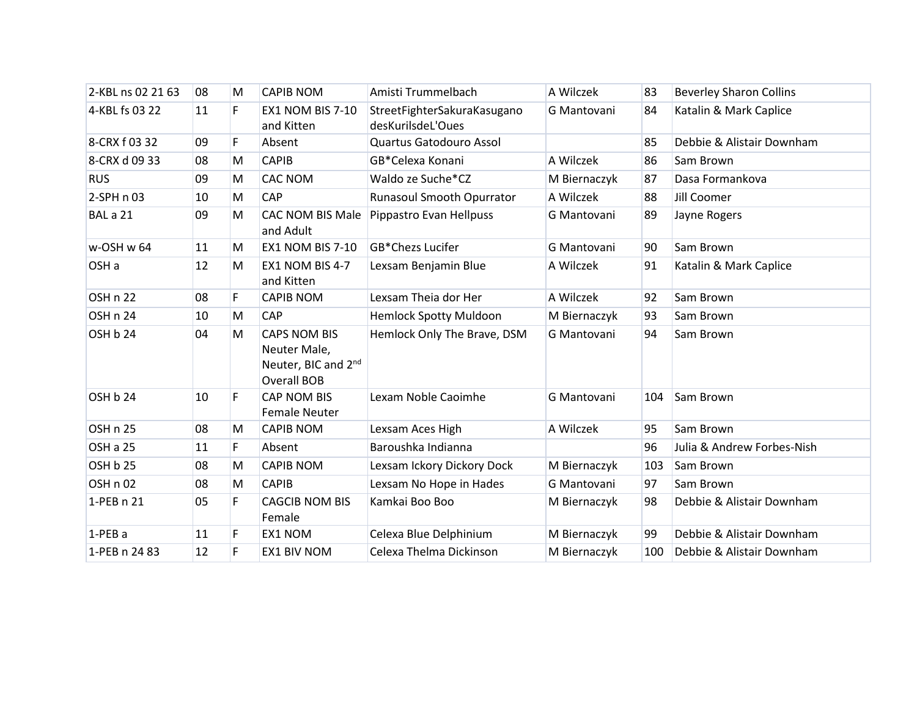| | | | | | | | |
|---|---|---|---|---|---|---|---|
| 2-KBL ns 02 21 63 | 08 | M | CAPIB NOM | Amisti Trummelbach | A Wilczek | 83 | Beverley Sharon Collins |
| 4-KBL fs 03 22 | 11 | F | EX1 NOM BIS 7-10 and Kitten | StreetFighterSakuraKasugano desKurilsdeL'Oues | G Mantovani | 84 | Katalin & Mark Caplice |
| 8-CRX f 03 32 | 09 | F | Absent | Quartus Gatodouro Assol | | 85 | Debbie & Alistair Downham |
| 8-CRX d 09 33 | 08 | M | CAPIB | GB*Celexa Konani | A Wilczek | 86 | Sam Brown |
| RUS | 09 | M | CAC NOM | Waldo ze Suche*CZ | M Biernaczyk | 87 | Dasa Formankova |
| 2-SPH n 03 | 10 | M | CAP | Runasoul Smooth Opurrator | A Wilczek | 88 | Jill Coomer |
| BAL a 21 | 09 | M | CAC NOM BIS Male and Adult | Pippastro Evan Hellpuss | G Mantovani | 89 | Jayne Rogers |
| w-OSH w 64 | 11 | M | EX1 NOM BIS 7-10 | GB*Chezs Lucifer | G Mantovani | 90 | Sam Brown |
| OSH a | 12 | M | EX1 NOM BIS 4-7 and Kitten | Lexsam Benjamin Blue | A Wilczek | 91 | Katalin & Mark Caplice |
| OSH n 22 | 08 | F | CAPIB NOM | Lexsam Theia dor Her | A Wilczek | 92 | Sam Brown |
| OSH n 24 | 10 | M | CAP | Hemlock Spotty Muldoon | M Biernaczyk | 93 | Sam Brown |
| OSH b 24 | 04 | M | CAPS NOM BIS Neuter Male, Neuter, BIC and 2nd Overall BOB | Hemlock Only The Brave, DSM | G Mantovani | 94 | Sam Brown |
| OSH b 24 | 10 | F | CAP NOM BIS Female Neuter | Lexam Noble Caoimhe | G Mantovani | 104 | Sam Brown |
| OSH n 25 | 08 | M | CAPIB NOM | Lexsam Aces High | A Wilczek | 95 | Sam Brown |
| OSH a 25 | 11 | F | Absent | Baroushka Indianna | | 96 | Julia & Andrew Forbes-Nish |
| OSH b 25 | 08 | M | CAPIB NOM | Lexsam Ickory Dickory Dock | M Biernaczyk | 103 | Sam Brown |
| OSH n 02 | 08 | M | CAPIB | Lexsam No Hope in Hades | G Mantovani | 97 | Sam Brown |
| 1-PEB n 21 | 05 | F | CAGCIB NOM BIS Female | Kamkai Boo Boo | M Biernaczyk | 98 | Debbie & Alistair Downham |
| 1-PEB a | 11 | F | EX1 NOM | Celexa Blue Delphinium | M Biernaczyk | 99 | Debbie & Alistair Downham |
| 1-PEB n 24 83 | 12 | F | EX1 BIV NOM | Celexa Thelma Dickinson | M Biernaczyk | 100 | Debbie & Alistair Downham |